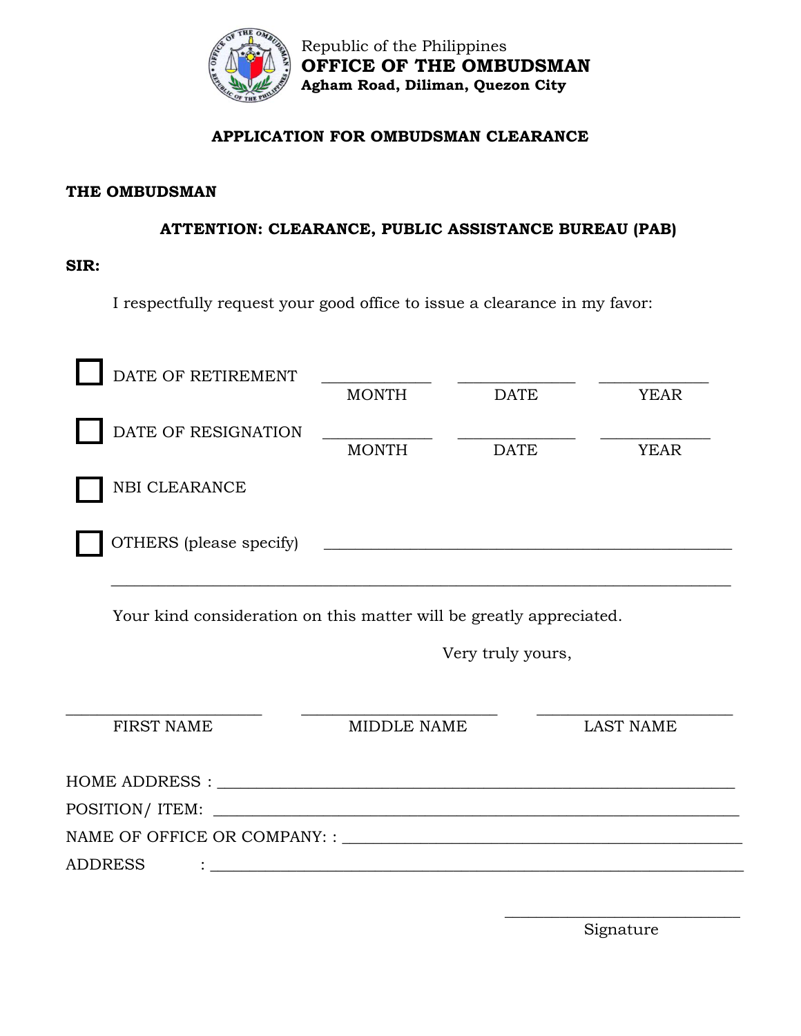Republic of the Philippines

**OFFICE OF THE OMBUDSMAN**

**Agham Road, Diliman, Quezon City**

## APPLICATION FOR OMBUDSMAN CLEARANCE

**THE OMBUDSMAN**

**ATTENTION: CLEARANCE, PUBLIC ASSISTANCE BUREAU (PAB)**

**SIR:**

I respectfully request your good office to issue a clearance in my favor:

☐ DATE OF RETIREMENT ______________ ______________ ______________
MONTH DATE YEAR

☐ DATE OF RESIGNATION ______________ ______________ ______________
MONTH DATE YEAR

☐ NBI CLEARANCE

☐ OTHERS (please specify) ______________________________________________

______________________________________________________________________

Your kind consideration on this matter will be greatly appreciated.

Very truly yours,

______________________ ______________________ ______________________
FIRST NAME MIDDLE NAME LAST NAME

HOME ADDRESS : ______________________________________________________

POSITION/ ITEM: ______________________________________________________

NAME OF OFFICE OR COMPANY: : ________________________________________

ADDRESS : ___________________________________________________________

______________________
Signature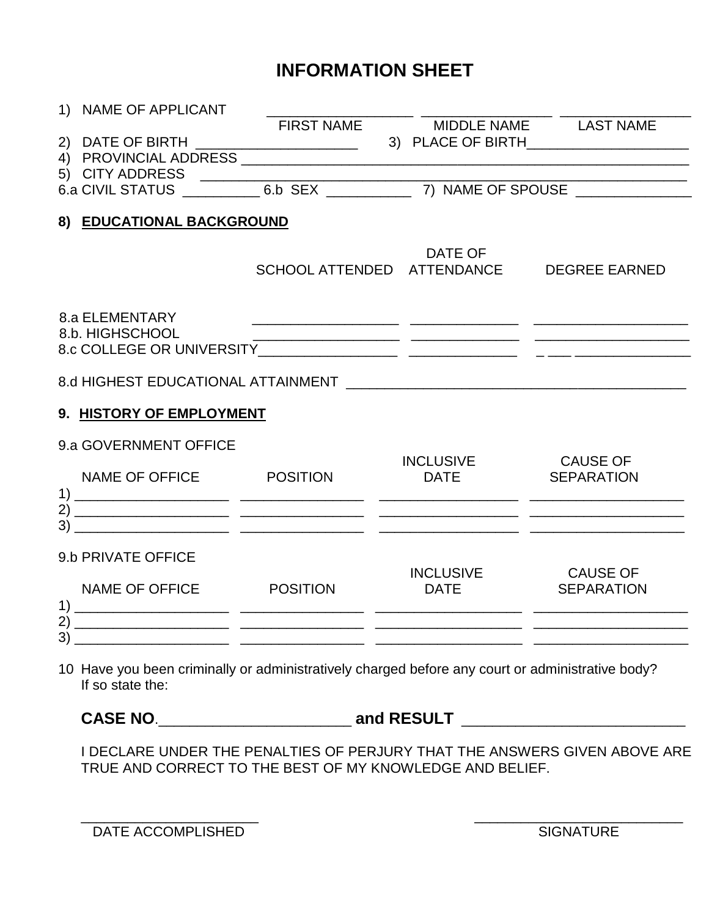# INFORMATION SHEET

1) NAME OF APPLICANT ____________________ ____________________ ____________________

FIRST NAME MIDDLE NAME LAST NAME

2) DATE OF BIRTH ______________________ 3) PLACE OF BIRTH______________________

4) PROVINCIAL ADDRESS ____________________________________________________________

5) CITY ADDRESS ____________________________________________________________

6.a CIVIL STATUS __________ 6.b SEX ___________ 7) NAME OF SPOUSE _______________

## 8) EDUCATIONAL BACKGROUND

| | SCHOOL ATTENDED | DATE OF ATTENDANCE | DEGREE EARNED |
|---|---|---|---|
| 8.a ELEMENTARY | ___________________ | ______________ | ____________________ |
| 8.b. HIGHSCHOOL | ___________________ | ______________ | ____________________ |
| 8.c COLLEGE OR UNIVERSITY | ___________________ | ______________ | _ ___ _______________ |

8.d HIGHEST EDUCATIONAL ATTAINMENT ____________________________________________

## 9. HISTORY OF EMPLOYMENT

9.a GOVERNMENT OFFICE

| | NAME OF OFFICE | POSITION | INCLUSIVE DATE | CAUSE OF SEPARATION |
|---|---|---|---|---|
| 1) | ____________________ | ________________ | __________________ | ____________________ |
| 2) | ____________________ | ________________ | __________________ | ____________________ |
| 3) | ____________________ | ________________ | __________________ | ____________________ |

9.b PRIVATE OFFICE

| | NAME OF OFFICE | POSITION | INCLUSIVE DATE | CAUSE OF SEPARATION |
|---|---|---|---|---|
| 1) | ____________________ | ________________ | ___________________ | ____________________ |
| 2) | ____________________ | ________________ | ___________________ | ____________________ |
| 3) | ____________________ | ________________ | ___________________ | ____________________ |

10 Have you been criminally or administratively charged before any court or administrative body? If so state the:

**CASE NO**.______________________ **and RESULT** __________________________

I DECLARE UNDER THE PENALTIES OF PERJURY THAT THE ANSWERS GIVEN ABOVE ARE TRUE AND CORRECT TO THE BEST OF MY KNOWLEDGE AND BELIEF.

______________________ ___________________________

DATE ACCOMPLISHED SIGNATURE